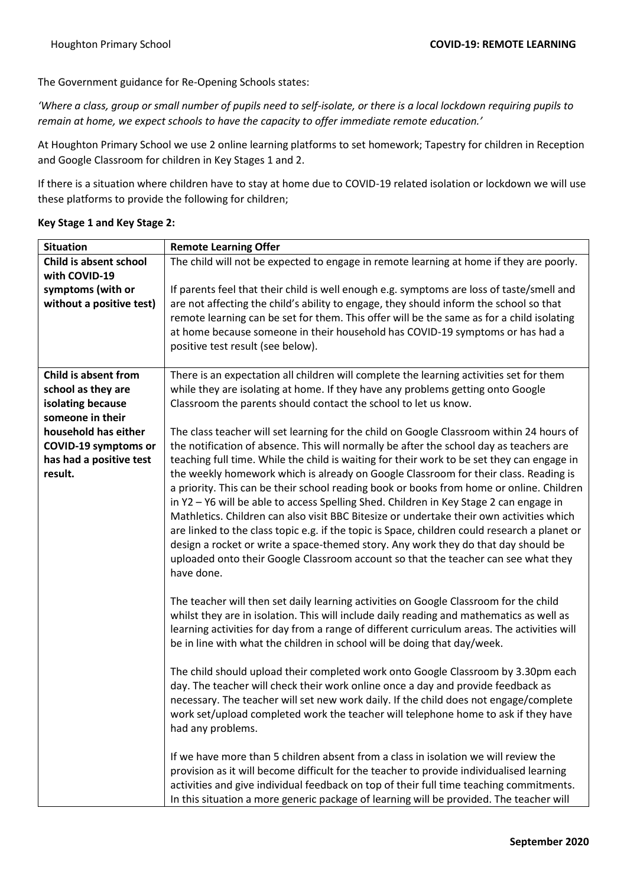The Government guidance for Re-Opening Schools states:

*'Where a class, group or small number of pupils need to self-isolate, or there is a local lockdown requiring pupils to remain at home, we expect schools to have the capacity to offer immediate remote education.'*

At Houghton Primary School we use 2 online learning platforms to set homework; Tapestry for children in Reception and Google Classroom for children in Key Stages 1 and 2.

If there is a situation where children have to stay at home due to COVID-19 related isolation or lockdown we will use these platforms to provide the following for children;

**Key Stage 1 and Key Stage 2:**

| Situation | Remote Learning Offer |
|---|---|
| **Child is absent school with COVID-19 symptoms (with or without a positive test)** | The child will not be expected to engage in remote learning at home if they are poorly.<br><br>If parents feel that their child is well enough e.g. symptoms are loss of taste/smell and are not affecting the child's ability to engage, they should inform the school so that remote learning can be set for them. This offer will be the same as for a child isolating at home because someone in their household has COVID-19 symptoms or has had a positive test result (see below). |
| **Child is absent from school as they are isolating because someone in their household has either COVID-19 symptoms or has had a positive test result.** | There is an expectation all children will complete the learning activities set for them while they are isolating at home. If they have any problems getting onto Google Classroom the parents should contact the school to let us know.<br><br>The class teacher will set learning for the child on Google Classroom within 24 hours of the notification of absence. This will normally be after the school day as teachers are teaching full time. While the child is waiting for their work to be set they can engage in the weekly homework which is already on Google Classroom for their class. Reading is a priority. This can be their school reading book or books from home or online. Children in Y2 – Y6 will be able to access Spelling Shed. Children in Key Stage 2 can engage in Mathletics. Children can also visit BBC Bitesize or undertake their own activities which are linked to the class topic e.g. if the topic is Space, children could research a planet or design a rocket or write a space-themed story. Any work they do that day should be uploaded onto their Google Classroom account so that the teacher can see what they have done.<br><br>The teacher will then set daily learning activities on Google Classroom for the child whilst they are in isolation. This will include daily reading and mathematics as well as learning activities for day from a range of different curriculum areas. The activities will be in line with what the children in school will be doing that day/week.<br><br>The child should upload their completed work onto Google Classroom by 3.30pm each day. The teacher will check their work online once a day and provide feedback as necessary. The teacher will set new work daily. If the child does not engage/complete work set/upload completed work the teacher will telephone home to ask if they have had any problems.<br><br>If we have more than 5 children absent from a class in isolation we will review the provision as it will become difficult for the teacher to provide individualised learning activities and give individual feedback on top of their full time teaching commitments. In this situation a more generic package of learning will be provided. The teacher will |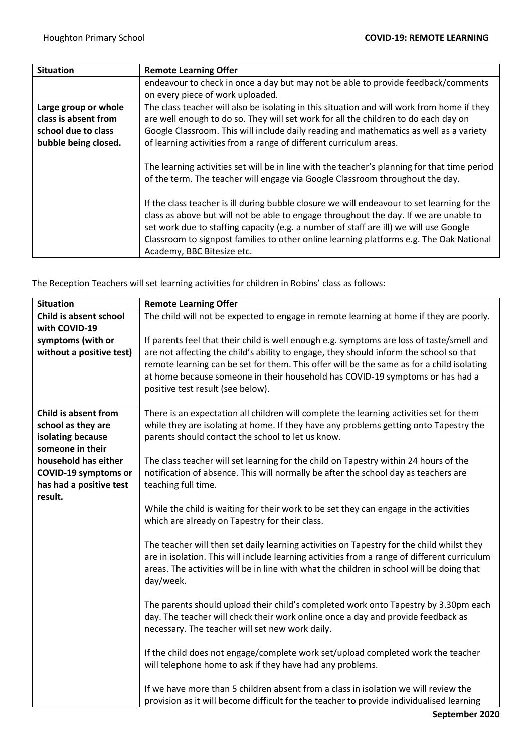| Situation | Remote Learning Offer |
| --- | --- |
| | endeavour to check in once a day but may not be able to provide feedback/comments on every piece of work uploaded. |
| **Large group or whole class is absent from school due to class bubble being closed.** | The class teacher will also be isolating in this situation and will work from home if they are well enough to do so. They will set work for all the children to do each day on Google Classroom. This will include daily reading and mathematics as well as a variety of learning activities from a range of different curriculum areas.<br><br>The learning activities set will be in line with the teacher's planning for that time period of the term. The teacher will engage via Google Classroom throughout the day.<br><br>If the class teacher is ill during bubble closure we will endeavour to set learning for the class as above but will not be able to engage throughout the day. If we are unable to set work due to staffing capacity (e.g. a number of staff are ill) we will use Google Classroom to signpost families to other online learning platforms e.g. The Oak National Academy, BBC Bitesize etc. |

The Reception Teachers will set learning activities for children in Robins' class as follows:

| Situation | Remote Learning Offer |
| --- | --- |
| **Child is absent school with COVID-19 symptoms (with or without a positive test)** | The child will not be expected to engage in remote learning at home if they are poorly.<br><br>If parents feel that their child is well enough e.g. symptoms are loss of taste/smell and are not affecting the child's ability to engage, they should inform the school so that remote learning can be set for them. This offer will be the same as for a child isolating at home because someone in their household has COVID-19 symptoms or has had a positive test result (see below). |
| **Child is absent from school as they are isolating because someone in their household has either COVID-19 symptoms or has had a positive test result.** | There is an expectation all children will complete the learning activities set for them while they are isolating at home. If they have any problems getting onto Tapestry the parents should contact the school to let us know.<br><br>The class teacher will set learning for the child on Tapestry within 24 hours of the notification of absence. This will normally be after the school day as teachers are teaching full time.<br><br>While the child is waiting for their work to be set they can engage in the activities which are already on Tapestry for their class.<br><br>The teacher will then set daily learning activities on Tapestry for the child whilst they are in isolation. This will include learning activities from a range of different curriculum areas. The activities will be in line with what the children in school will be doing that day/week.<br><br>The parents should upload their child's completed work onto Tapestry by 3.30pm each day. The teacher will check their work online once a day and provide feedback as necessary. The teacher will set new work daily.<br><br>If the child does not engage/complete work set/upload completed work the teacher will telephone home to ask if they have had any problems.<br><br>If we have more than 5 children absent from a class in isolation we will review the provision as it will become difficult for the teacher to provide individualised learning |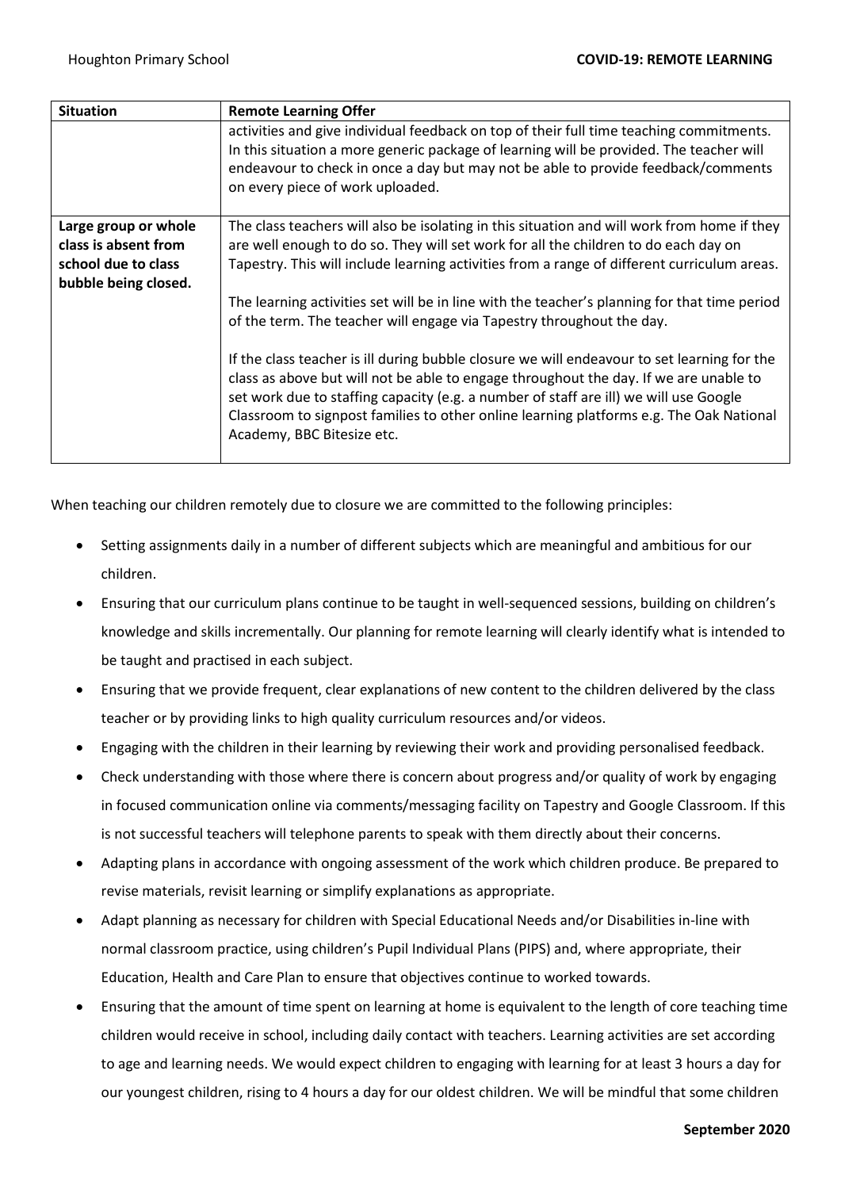| Situation | Remote Learning Offer |
| --- | --- |
| | activities and give individual feedback on top of their full time teaching commitments. In this situation a more generic package of learning will be provided. The teacher will endeavour to check in once a day but may not be able to provide feedback/comments on every piece of work uploaded. |
| **Large group or whole class is absent from school due to class bubble being closed.** | The class teachers will also be isolating in this situation and will work from home if they are well enough to do so. They will set work for all the children to do each day on Tapestry. This will include learning activities from a range of different curriculum areas.<br><br>The learning activities set will be in line with the teacher's planning for that time period of the term. The teacher will engage via Tapestry throughout the day.<br><br>If the class teacher is ill during bubble closure we will endeavour to set learning for the class as above but will not be able to engage throughout the day. If we are unable to set work due to staffing capacity (e.g. a number of staff are ill) we will use Google Classroom to signpost families to other online learning platforms e.g. The Oak National Academy, BBC Bitesize etc. |

When teaching our children remotely due to closure we are committed to the following principles:

- Setting assignments daily in a number of different subjects which are meaningful and ambitious for our children.
- Ensuring that our curriculum plans continue to be taught in well-sequenced sessions, building on children's knowledge and skills incrementally. Our planning for remote learning will clearly identify what is intended to be taught and practised in each subject.
- Ensuring that we provide frequent, clear explanations of new content to the children delivered by the class teacher or by providing links to high quality curriculum resources and/or videos.
- Engaging with the children in their learning by reviewing their work and providing personalised feedback.
- Check understanding with those where there is concern about progress and/or quality of work by engaging in focused communication online via comments/messaging facility on Tapestry and Google Classroom. If this is not successful teachers will telephone parents to speak with them directly about their concerns.
- Adapting plans in accordance with ongoing assessment of the work which children produce. Be prepared to revise materials, revisit learning or simplify explanations as appropriate.
- Adapt planning as necessary for children with Special Educational Needs and/or Disabilities in-line with normal classroom practice, using children's Pupil Individual Plans (PIPS) and, where appropriate, their Education, Health and Care Plan to ensure that objectives continue to worked towards.
- Ensuring that the amount of time spent on learning at home is equivalent to the length of core teaching time children would receive in school, including daily contact with teachers. Learning activities are set according to age and learning needs. We would expect children to engaging with learning for at least 3 hours a day for our youngest children, rising to 4 hours a day for our oldest children. We will be mindful that some children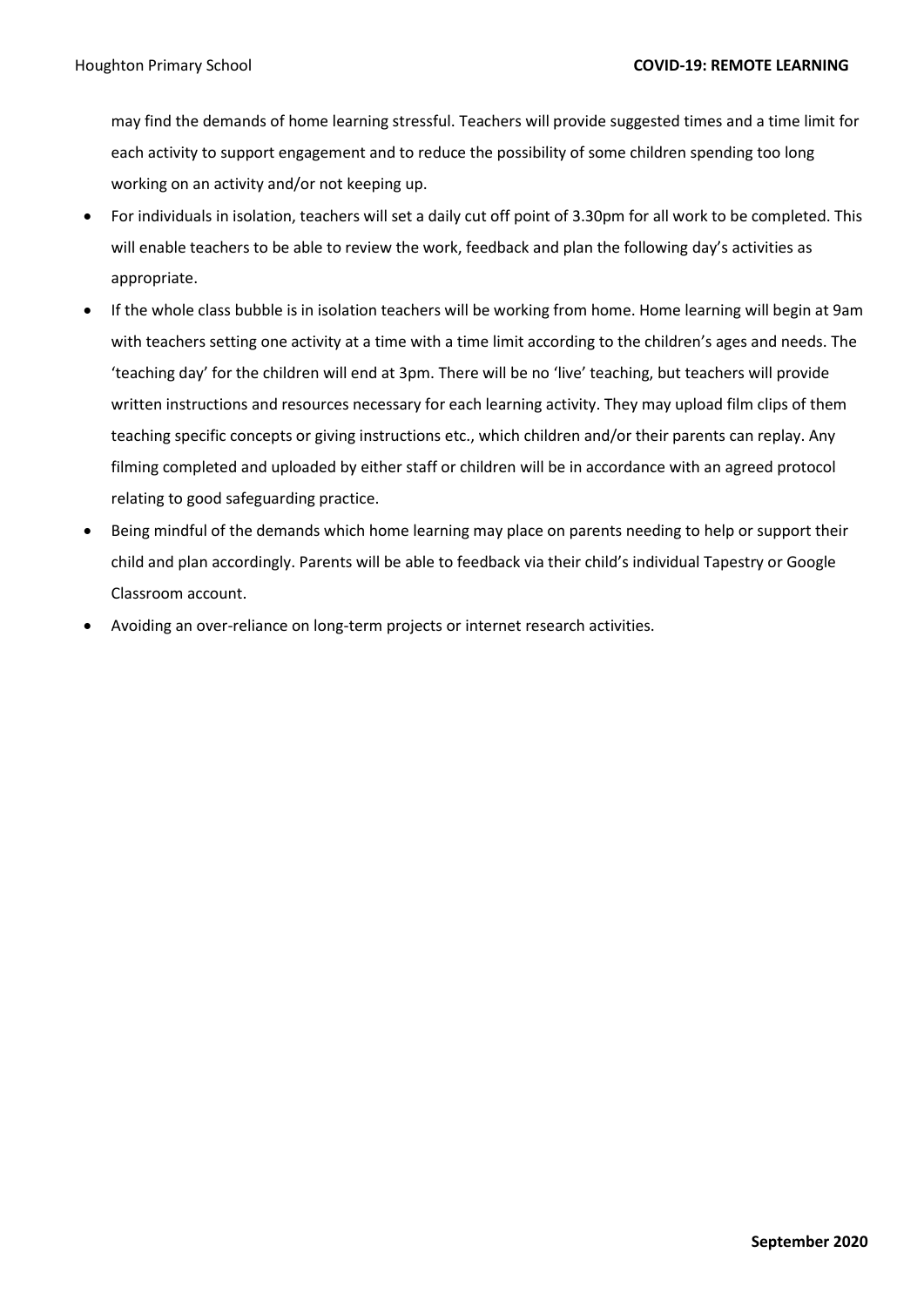may find the demands of home learning stressful. Teachers will provide suggested times and a time limit for each activity to support engagement and to reduce the possibility of some children spending too long working on an activity and/or not keeping up.

- For individuals in isolation, teachers will set a daily cut off point of 3.30pm for all work to be completed. This will enable teachers to be able to review the work, feedback and plan the following day's activities as appropriate.
- If the whole class bubble is in isolation teachers will be working from home. Home learning will begin at 9am with teachers setting one activity at a time with a time limit according to the children's ages and needs. The 'teaching day' for the children will end at 3pm. There will be no 'live' teaching, but teachers will provide written instructions and resources necessary for each learning activity. They may upload film clips of them teaching specific concepts or giving instructions etc., which children and/or their parents can replay. Any filming completed and uploaded by either staff or children will be in accordance with an agreed protocol relating to good safeguarding practice.
- Being mindful of the demands which home learning may place on parents needing to help or support their child and plan accordingly. Parents will be able to feedback via their child's individual Tapestry or Google Classroom account.
- Avoiding an over-reliance on long-term projects or internet research activities.